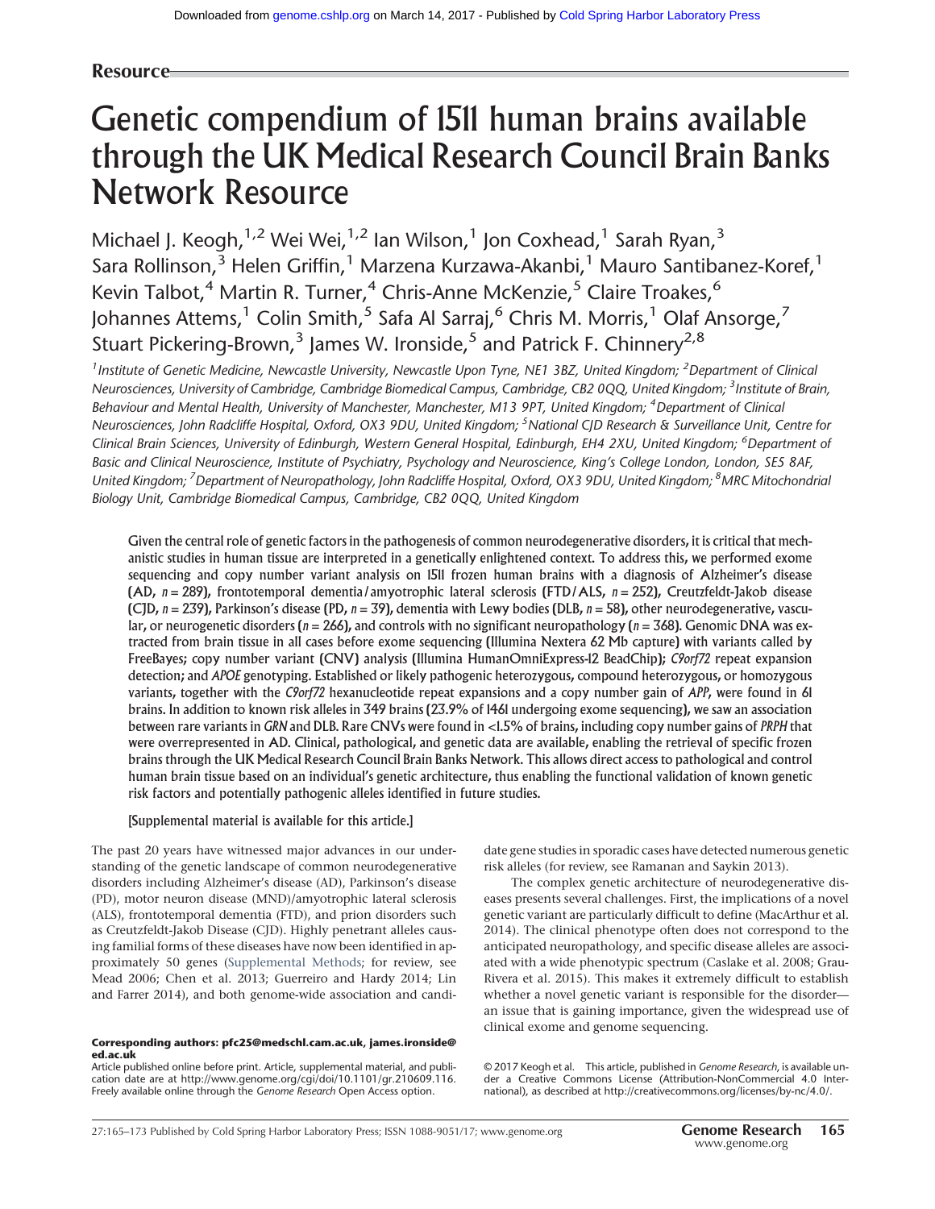Resource

# Genetic compendium of 1511 human brains available through the UK Medical Research Council Brain Banks Network Resource

Michael J. Keogh,[1,2] Wei Wei,[1,2] Ian Wilson,[1] Jon Coxhead,[1] Sarah Ryan,[3] Sara Rollinson,[3] Helen Griffin,[1] Marzena Kurzawa-Akanbi,[1] Mauro Santibanez-Koref,[1] Kevin Talbot,[4] Martin R. Turner,[4] Chris-Anne McKenzie,[5] Claire Troakes,[6] Johannes Attems,[1] Colin Smith,[5] Safa Al Sarraj,[6] Chris M. Morris,[1] Olaf Ansorge,[7] Stuart Pickering-Brown,[3] James W. Ironside,[5] and Patrick F. Chinnery[2,8]

*[1]Institute of Genetic Medicine, Newcastle University, Newcastle Upon Tyne, NE1 3BZ, United Kingdom; [2]Department of Clinical Neurosciences, University of Cambridge, Cambridge Biomedical Campus, Cambridge, CB2 0QQ, United Kingdom; [3]Institute of Brain, Behaviour and Mental Health, University of Manchester, Manchester, M13 9PT, United Kingdom; [4]Department of Clinical Neurosciences, John Radcliffe Hospital, Oxford, OX3 9DU, United Kingdom; [5]National CJD Research & Surveillance Unit, Centre for Clinical Brain Sciences, University of Edinburgh, Western General Hospital, Edinburgh, EH4 2XU, United Kingdom; [6]Department of Basic and Clinical Neuroscience, Institute of Psychiatry, Psychology and Neuroscience, King's College London, London, SE5 8AF, United Kingdom; [7]Department of Neuropathology, John Radcliffe Hospital, Oxford, OX3 9DU, United Kingdom; [8]MRC Mitochondrial Biology Unit, Cambridge Biomedical Campus, Cambridge, CB2 0QQ, United Kingdom*

Given the central role of genetic factors in the pathogenesis of common neurodegenerative disorders, it is critical that mechanistic studies in human tissue are interpreted in a genetically enlightened context. To address this, we performed exome sequencing and copy number variant analysis on 1511 frozen human brains with a diagnosis of Alzheimer's disease (AD, $n = 289$), frontotemporal dementia/amyotrophic lateral sclerosis (FTD/ALS, $n = 252$), Creutzfeldt-Jakob disease (CJD, $n = 239$), Parkinson's disease (PD, $n = 39$), dementia with Lewy bodies (DLB, $n = 58$), other neurodegenerative, vascular, or neurogenetic disorders ($n = 266$), and controls with no significant neuropathology ($n = 368$). Genomic DNA was extracted from brain tissue in all cases before exome sequencing (Illumina Nextera 62 Mb capture) with variants called by FreeBayes; copy number variant (CNV) analysis (Illumina HumanOmniExpress-12 BeadChip); *C9orf72* repeat expansion detection; and *APOE* genotyping. Established or likely pathogenic heterozygous, compound heterozygous, or homozygous variants, together with the *C9orf72* hexanucleotide repeat expansions and a copy number gain of *APP*, were found in 61 brains. In addition to known risk alleles in 349 brains (23.9% of 1461 undergoing exome sequencing), we saw an association between rare variants in *GRN* and DLB. Rare CNVs were found in <1.5% of brains, including copy number gains of *PRPH* that were overrepresented in AD. Clinical, pathological, and genetic data are available, enabling the retrieval of specific frozen brains through the UK Medical Research Council Brain Banks Network. This allows direct access to pathological and control human brain tissue based on an individual's genetic architecture, thus enabling the functional validation of known genetic risk factors and potentially pathogenic alleles identified in future studies.

[Supplemental material is available for this article.]

The past 20 years have witnessed major advances in our understanding of the genetic landscape of common neurodegenerative disorders including Alzheimer's disease (AD), Parkinson's disease (PD), motor neuron disease (MND)/amyotrophic lateral sclerosis (ALS), frontotemporal dementia (FTD), and prion disorders such as Creutzfeldt-Jakob Disease (CJD). Highly penetrant alleles causing familial forms of these diseases have now been identified in approximately 50 genes (Supplemental Methods; for review, see Mead 2006; Chen et al. 2013; Guerreiro and Hardy 2014; Lin and Farrer 2014), and both genome-wide association and candidate gene studies in sporadic cases have detected numerous genetic risk alleles (for review, see Ramanan and Saykin 2013).

The complex genetic architecture of neurodegenerative diseases presents several challenges. First, the implications of a novel genetic variant are particularly difficult to define (MacArthur et al. 2014). The clinical phenotype often does not correspond to the anticipated neuropathology, and specific disease alleles are associated with a wide phenotypic spectrum (Caslake et al. 2008; Grau-Rivera et al. 2015). This makes it extremely difficult to establish whether a novel genetic variant is responsible for the disorder—an issue that is gaining importance, given the widespread use of clinical exome and genome sequencing.

**Corresponding authors: pfc25@medschl.cam.ac.uk, james.ironside@ed.ac.uk**

Article published online before print. Article, supplemental material, and publication date are at http://www.genome.org/cgi/doi/10.1101/gr.210609.116. Freely available online through the *Genome Research* Open Access option.

© 2017 Keogh et al. This article, published in *Genome Research*, is available under a Creative Commons License (Attribution-NonCommercial 4.0 International), as described at http://creativecommons.org/licenses/by-nc/4.0/.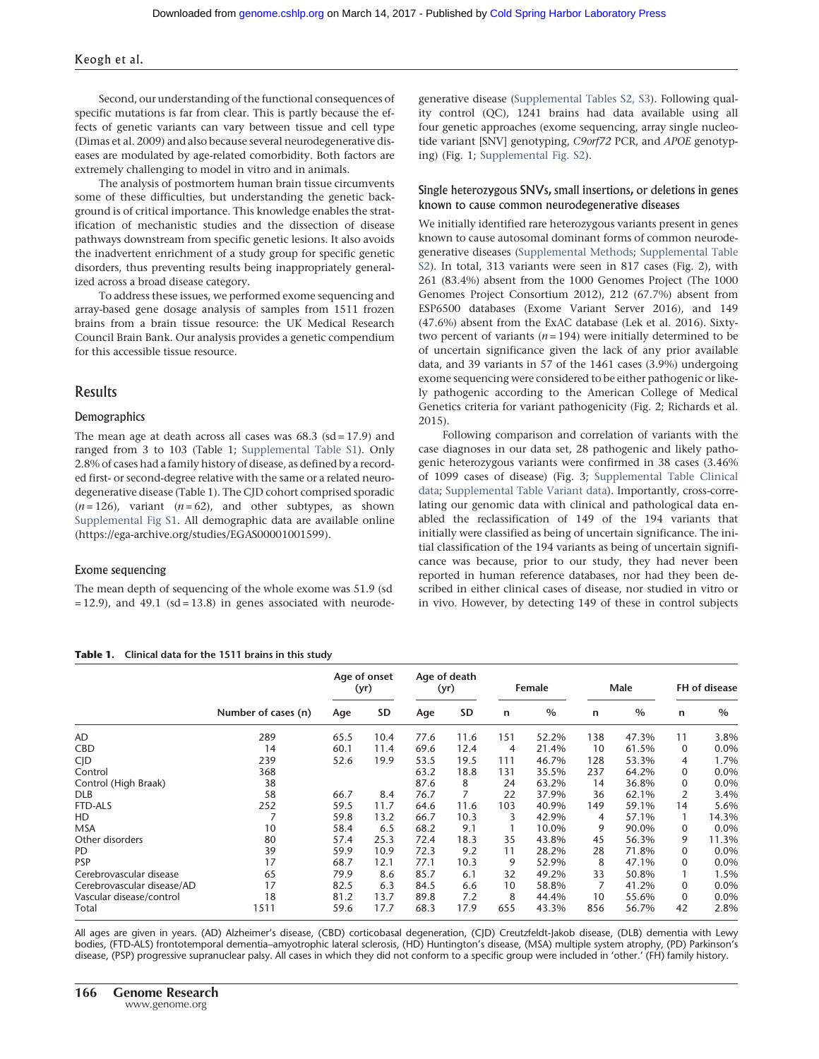Second, our understanding of the functional consequences of specific mutations is far from clear. This is partly because the effects of genetic variants can vary between tissue and cell type (Dimas et al. 2009) and also because several neurodegenerative diseases are modulated by age-related comorbidity. Both factors are extremely challenging to model in vitro and in animals.

The analysis of postmortem human brain tissue circumvents some of these difficulties, but understanding the genetic background is of critical importance. This knowledge enables the stratification of mechanistic studies and the dissection of disease pathways downstream from specific genetic lesions. It also avoids the inadvertent enrichment of a study group for specific genetic disorders, thus preventing results being inappropriately generalized across a broad disease category.

To address these issues, we performed exome sequencing and array-based gene dosage analysis of samples from 1511 frozen brains from a brain tissue resource: the UK Medical Research Council Brain Bank. Our analysis provides a genetic compendium for this accessible tissue resource.

## Results

### Demographics

The mean age at death across all cases was 68.3 (sd = 17.9) and ranged from 3 to 103 (Table 1; Supplemental Table S1). Only 2.8% of cases had a family history of disease, as defined by a recorded first- or second-degree relative with the same or a related neurodegenerative disease (Table 1). The CJD cohort comprised sporadic ($n = 126$), variant ($n = 62$), and other subtypes, as shown Supplemental Fig S1. All demographic data are available online (https://ega-archive.org/studies/EGAS00001001599).

### Exome sequencing

The mean depth of sequencing of the whole exome was 51.9 (sd = 12.9), and 49.1 (sd = 13.8) in genes associated with neurodegenerative disease (Supplemental Tables S2, S3). Following quality control (QC), 1241 brains had data available using all four genetic approaches (exome sequencing, array single nucleotide variant [SNV] genotyping, *C9orf72* PCR, and *APOE* genotyping) (Fig. 1; Supplemental Fig. S2).

### Single heterozygous SNVs, small insertions, or deletions in genes known to cause common neurodegenerative diseases

We initially identified rare heterozygous variants present in genes known to cause autosomal dominant forms of common neurodegenerative diseases (Supplemental Methods; Supplemental Table S2). In total, 313 variants were seen in 817 cases (Fig. 2), with 261 (83.4%) absent from the 1000 Genomes Project (The 1000 Genomes Project Consortium 2012), 212 (67.7%) absent from ESP6500 databases (Exome Variant Server 2016), and 149 (47.6%) absent from the ExAC database (Lek et al. 2016). Sixty-two percent of variants ($n = 194$) were initially determined to be of uncertain significance given the lack of any prior available data, and 39 variants in 57 of the 1461 cases (3.9%) undergoing exome sequencing were considered to be either pathogenic or likely pathogenic according to the American College of Medical Genetics criteria for variant pathogenicity (Fig. 2; Richards et al. 2015).

Following comparison and correlation of variants with the case diagnoses in our data set, 28 pathogenic and likely pathogenic heterozygous variants were confirmed in 38 cases (3.46% of 1099 cases of disease) (Fig. 3; Supplemental Table Clinical data; Supplemental Table Variant data). Importantly, cross-correlating our genomic data with clinical and pathological data enabled the reclassification of 149 of the 194 variants that initially were classified as being of uncertain significance. The initial classification of the 194 variants as being of uncertain significance was because, prior to our study, they had never been reported in human reference databases, nor had they been described in either clinical cases of disease, nor studied in vitro or in vivo. However, by detecting 149 of these in control subjects

**Table 1.** Clinical data for the 1511 brains in this study

| | Number of cases (n) | Age of onset (yr) | | Age of death (yr) | | Female | | Male | | FH of disease | |
|---|---|---|---|---|---|---|---|---|---|---|---|
| | | Age | SD | Age | SD | n | % | n | % | n | % |
| AD | 289 | 65.5 | 10.4 | 77.6 | 11.6 | 151 | 52.2% | 138 | 47.3% | 11 | 3.8% |
| CBD | 14 | 60.1 | 11.4 | 69.6 | 12.4 | 4 | 21.4% | 10 | 61.5% | 0 | 0.0% |
| CJD | 239 | 52.6 | 19.9 | 53.5 | 19.5 | 111 | 46.7% | 128 | 53.3% | 4 | 1.7% |
| Control | 368 | | | 63.2 | 18.8 | 131 | 35.5% | 237 | 64.2% | 0 | 0.0% |
| Control (High Braak) | 38 | | | 87.6 | 8 | 24 | 63.2% | 14 | 36.8% | 0 | 0.0% |
| DLB | 58 | 66.7 | 8.4 | 76.7 | 7 | 22 | 37.9% | 36 | 62.1% | 2 | 3.4% |
| FTD-ALS | 252 | 59.5 | 11.7 | 64.6 | 11.6 | 103 | 40.9% | 149 | 59.1% | 14 | 5.6% |
| HD | 7 | 59.8 | 13.2 | 66.7 | 10.3 | 3 | 42.9% | 4 | 57.1% | 1 | 14.3% |
| MSA | 10 | 58.4 | 6.5 | 68.2 | 9.1 | 1 | 10.0% | 9 | 90.0% | 0 | 0.0% |
| Other disorders | 80 | 57.4 | 25.3 | 72.4 | 18.3 | 35 | 43.8% | 45 | 56.3% | 9 | 11.3% |
| PD | 39 | 59.9 | 10.9 | 72.3 | 9.2 | 11 | 28.2% | 28 | 71.8% | 0 | 0.0% |
| PSP | 17 | 68.7 | 12.1 | 77.1 | 10.3 | 9 | 52.9% | 8 | 47.1% | 0 | 0.0% |
| Cerebrovascular disease | 65 | 79.9 | 8.6 | 85.7 | 6.1 | 32 | 49.2% | 33 | 50.8% | 1 | 1.5% |
| Cerebrovascular disease/AD | 17 | 82.5 | 6.3 | 84.5 | 6.6 | 10 | 58.8% | 7 | 41.2% | 0 | 0.0% |
| Vascular disease/control | 18 | 81.2 | 13.7 | 89.8 | 7.2 | 8 | 44.4% | 10 | 55.6% | 0 | 0.0% |
| Total | 1511 | 59.6 | 17.7 | 68.3 | 17.9 | 655 | 43.3% | 856 | 56.7% | 42 | 2.8% |

All ages are given in years. (AD) Alzheimer's disease, (CBD) corticobasal degeneration, (CJD) Creutzfeldt-Jakob disease, (DLB) dementia with Lewy bodies, (FTD-ALS) frontotemporal dementia–amyotrophic lateral sclerosis, (HD) Huntington's disease, (MSA) multiple system atrophy, (PD) Parkinson's disease, (PSP) progressive supranuclear palsy. All cases in which they did not conform to a specific group were included in 'other.' (FH) family history.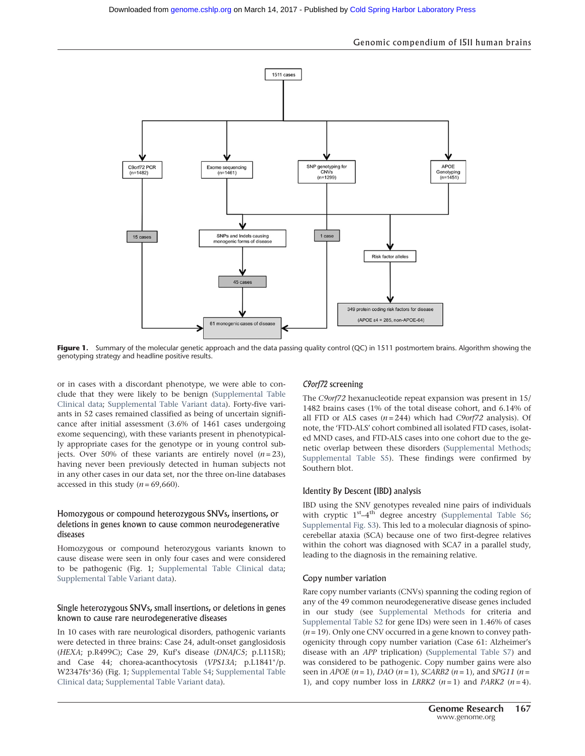Figure 1. Summary of the molecular genetic approach and the data passing quality control (QC) in 1511 postmortem brains. Algorithm showing the genotyping strategy and headline positive results.

or in cases with a discordant phenotype, we were able to conclude that they were likely to be benign (Supplemental Table Clinical data; Supplemental Table Variant data). Forty-five variants in 52 cases remained classified as being of uncertain significance after initial assessment (3.6% of 1461 cases undergoing exome sequencing), with these variants present in phenotypically appropriate cases for the genotype or in young control subjects. Over 50% of these variants are entirely novel ($n = 23$), having never been previously detected in human subjects not in any other cases in our data set, nor the three on-line databases accessed in this study ($n = 69{,}660$).

### Homozygous or compound heterozygous SNVs, insertions, or deletions in genes known to cause common neurodegenerative diseases

Homozygous or compound heterozygous variants known to cause disease were seen in only four cases and were considered to be pathogenic (Fig. 1; Supplemental Table Clinical data; Supplemental Table Variant data).

### Single heterozygous SNVs, small insertions, or deletions in genes known to cause rare neurodegenerative diseases

In 10 cases with rare neurological disorders, pathogenic variants were detected in three brains: Case 24, adult-onset ganglosidosis (*HEXA*; p.R499C); Case 29, Kuf's disease (*DNAJC5*; p.L115R); and Case 44; chorea-acanthocytosis (*VPS13A*; p.L1841*/p.W2347fs*36) (Fig. 1; Supplemental Table S4; Supplemental Table Clinical data; Supplemental Table Variant data).

### *C9orf72* screening

The *C9orf72* hexanucleotide repeat expansion was present in 15/1482 brains cases (1% of the total disease cohort, and 6.14% of all FTD or ALS cases ($n = 244$) which had *C9orf72* analysis). Of note, the 'FTD-ALS' cohort combined all isolated FTD cases, isolated MND cases, and FTD-ALS cases into one cohort due to the genetic overlap between these disorders (Supplemental Methods; Supplemental Table S5). These findings were confirmed by Southern blot.

### Identity By Descent (IBD) analysis

IBD using the SNV genotypes revealed nine pairs of individuals with cryptic $1^{st}$–$4^{th}$ degree ancestry (Supplemental Table S6; Supplemental Fig. S3). This led to a molecular diagnosis of spinocerebellar ataxia (SCA) because one of two first-degree relatives within the cohort was diagnosed with SCA7 in a parallel study, leading to the diagnosis in the remaining relative.

### Copy number variation

Rare copy number variants (CNVs) spanning the coding region of any of the 49 common neurodegenerative disease genes included in our study (see Supplemental Methods for criteria and Supplemental Table S2 for gene IDs) were seen in 1.46% of cases ($n = 19$). Only one CNV occurred in a gene known to convey pathogenicity through copy number variation (Case 61: Alzheimer's disease with an *APP* triplication) (Supplemental Table S7) and was considered to be pathogenic. Copy number gains were also seen in *APOE* ($n = 1$), *DAO* ($n = 1$), *SCARB2* ($n = 1$), and *SPG11* ($n = 1$), and copy number loss in *LRRK2* ($n = 1$) and *PARK2* ($n = 4$).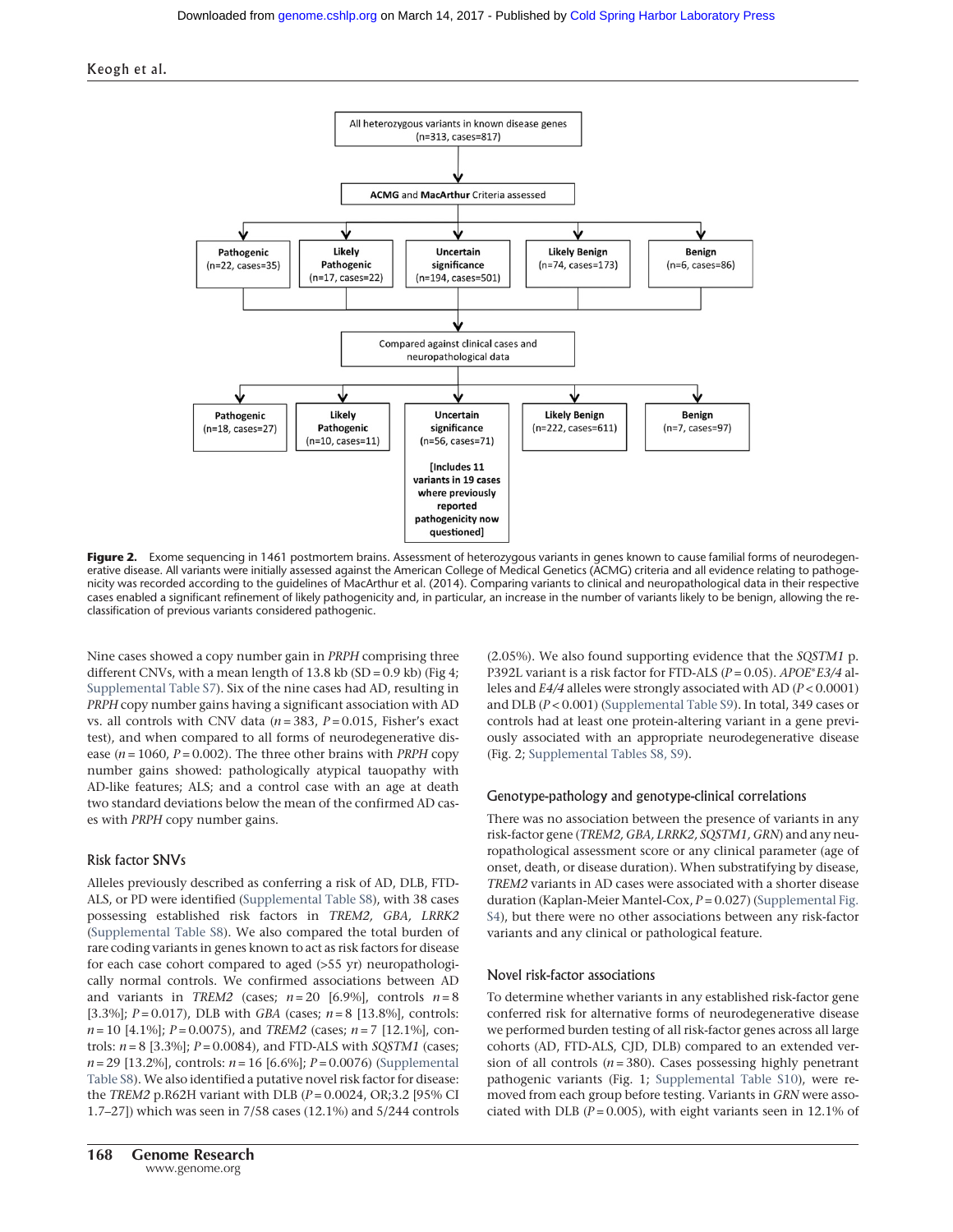All heterozygous variants in known disease genes (n=313, cases=817)

ACMG and MacArthur Criteria assessed

Pathogenic (n=22, cases=35)

Likely Pathogenic (n=17, cases=22)

Uncertain significance (n=194, cases=501)

Likely Benign (n=74, cases=173)

Benign (n=6, cases=86)

Compared against clinical cases and neuropathological data

Pathogenic (n=18, cases=27)

Likely Pathogenic (n=10, cases=11)

Uncertain significance (n=56, cases=71)

[Includes 11 variants in 19 cases where previously reported pathogenicity now questioned]

Likely Benign (n=222, cases=611)

Benign (n=7, cases=97)

**Figure 2.** Exome sequencing in 1461 postmortem brains. Assessment of heterozygous variants in genes known to cause familial forms of neurodegenerative disease. All variants were initially assessed against the American College of Medical Genetics (ACMG) criteria and all evidence relating to pathogenicity was recorded according to the guidelines of MacArthur et al. (2014). Comparing variants to clinical and neuropathological data in their respective cases enabled a significant refinement of likely pathogenicity and, in particular, an increase in the number of variants likely to be benign, allowing the reclassification of previous variants considered pathogenic.

Nine cases showed a copy number gain in *PRPH* comprising three different CNVs, with a mean length of 13.8 kb (SD = 0.9 kb) (Fig 4; Supplemental Table S7). Six of the nine cases had AD, resulting in *PRPH* copy number gains having a significant association with AD vs. all controls with CNV data ($n = 383$, $P = 0.015$, Fisher's exact test), and when compared to all forms of neurodegenerative disease ($n = 1060$, $P = 0.002$). The three other brains with *PRPH* copy number gains showed: pathologically atypical tauopathy with AD-like features; ALS; and a control case with an age at death two standard deviations below the mean of the confirmed AD cases with *PRPH* copy number gains.

### Risk factor SNVs

Alleles previously described as conferring a risk of AD, DLB, FTD-ALS, or PD were identified (Supplemental Table S8), with 38 cases possessing established risk factors in *TREM2, GBA, LRRK2* (Supplemental Table S8). We also compared the total burden of rare coding variants in genes known to act as risk factors for disease for each case cohort compared to aged (>55 yr) neuropathologically normal controls. We confirmed associations between AD and variants in *TREM2* (cases; $n = 20$ [6.9%], controls $n = 8$ [3.3%]; $P = 0.017$), DLB with *GBA* (cases; $n = 8$ [13.8%], controls: $n = 10$ [4.1%]; $P = 0.0075$), and *TREM2* (cases; $n = 7$ [12.1%], controls: $n = 8$ [3.3%]; $P = 0.0084$), and FTD-ALS with *SQSTM1* (cases; $n = 29$ [13.2%], controls: $n = 16$ [6.6%]; $P = 0.0076$) (Supplemental Table S8). We also identified a putative novel risk factor for disease: the *TREM2* p.R62H variant with DLB ($P = 0.0024$, OR;3.2 [95% CI 1.7–27]) which was seen in 7/58 cases (12.1%) and 5/244 controls (2.05%). We also found supporting evidence that the *SQSTM1* p.P392L variant is a risk factor for FTD-ALS ($P = 0.05$). *APOE\*E3/4* alleles and *E4/4* alleles were strongly associated with AD ($P < 0.0001$) and DLB ($P < 0.001$) (Supplemental Table S9). In total, 349 cases or controls had at least one protein-altering variant in a gene previously associated with an appropriate neurodegenerative disease (Fig. 2; Supplemental Tables S8, S9).

### Genotype-pathology and genotype-clinical correlations

There was no association between the presence of variants in any risk-factor gene (*TREM2, GBA, LRRK2, SQSTM1, GRN*) and any neuropathological assessment score or any clinical parameter (age of onset, death, or disease duration). When substratifying by disease, *TREM2* variants in AD cases were associated with a shorter disease duration (Kaplan-Meier Mantel-Cox, $P = 0.027$) (Supplemental Fig. S4), but there were no other associations between any risk-factor variants and any clinical or pathological feature.

### Novel risk-factor associations

To determine whether variants in any established risk-factor gene conferred risk for alternative forms of neurodegenerative disease we performed burden testing of all risk-factor genes across all large cohorts (AD, FTD-ALS, CJD, DLB) compared to an extended version of all controls ($n = 380$). Cases possessing highly penetrant pathogenic variants (Fig. 1; Supplemental Table S10), were removed from each group before testing. Variants in *GRN* were associated with DLB ($P = 0.005$), with eight variants seen in 12.1% of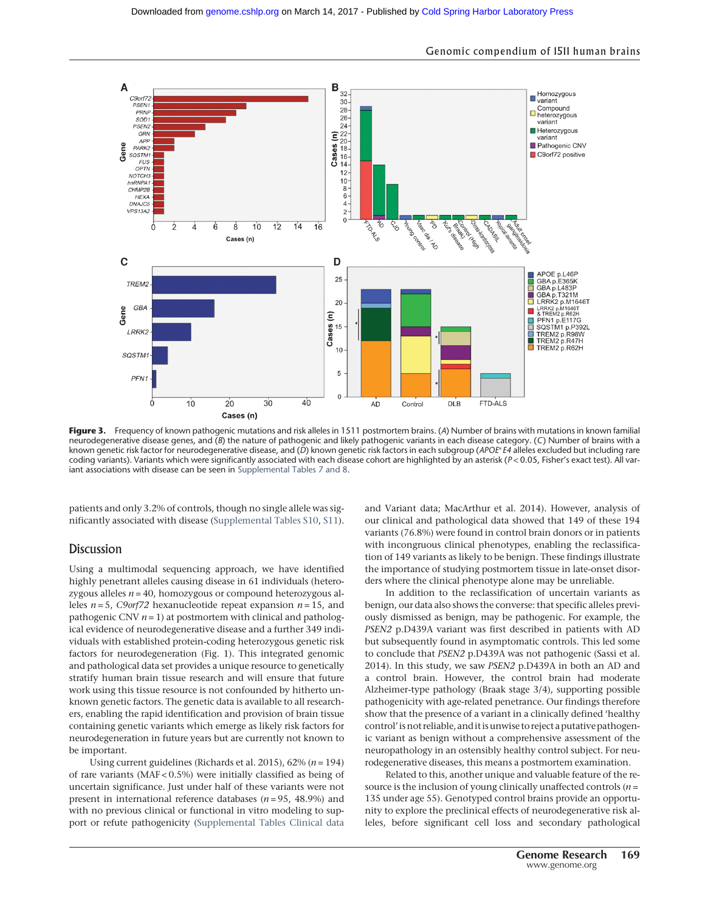**Figure 3.** Frequency of known pathogenic mutations and risk alleles in 1511 postmortem brains. (*A*) Number of brains with mutations in known familial neurodegenerative disease genes, and (*B*) the nature of pathogenic and likely pathogenic variants in each disease category. (*C*) Number of brains with a known genetic risk factor for neurodegenerative disease, and (*D*) known genetic risk factors in each subgroup (*APOE*\* *E4* alleles excluded but including rare coding variants). Variants which were significantly associated with each disease cohort are highlighted by an asterisk ($P < 0.05$, Fisher's exact test). All variant associations with disease can be seen in Supplemental Tables 7 and 8.

patients and only 3.2% of controls, though no single allele was significantly associated with disease (Supplemental Tables S10, S11).

## Discussion

Using a multimodal sequencing approach, we have identified highly penetrant alleles causing disease in 61 individuals (heterozygous alleles $n = 40$, homozygous or compound heterozygous alleles $n = 5$, *C9orf72* hexanucleotide repeat expansion $n = 15$, and pathogenic CNV $n = 1$) at postmortem with clinical and pathological evidence of neurodegenerative disease and a further 349 individuals with established protein-coding heterozygous genetic risk factors for neurodegeneration (Fig. 1). This integrated genomic and pathological data set provides a unique resource to genetically stratify human brain tissue research and will ensure that future work using this tissue resource is not confounded by hitherto unknown genetic factors. The genetic data is available to all researchers, enabling the rapid identification and provision of brain tissue containing genetic variants which emerge as likely risk factors for neurodegeneration in future years but are currently not known to be important.

Using current guidelines (Richards et al. 2015), 62% ($n = 194$) of rare variants (MAF < 0.5%) were initially classified as being of uncertain significance. Just under half of these variants were not present in international reference databases ($n = 95$, 48.9%) and with no previous clinical or functional in vitro modeling to support or refute pathogenicity (Supplemental Tables Clinical data and Variant data; MacArthur et al. 2014). However, analysis of our clinical and pathological data showed that 149 of these 194 variants (76.8%) were found in control brain donors or in patients with incongruous clinical phenotypes, enabling the reclassification of 149 variants as likely to be benign. These findings illustrate the importance of studying postmortem tissue in late-onset disorders where the clinical phenotype alone may be unreliable.

In addition to the reclassification of uncertain variants as benign, our data also shows the converse: that specific alleles previously dismissed as benign, may be pathogenic. For example, the *PSEN2* p.D439A variant was first described in patients with AD but subsequently found in asymptomatic controls. This led some to conclude that *PSEN2* p.D439A was not pathogenic (Sassi et al. 2014). In this study, we saw *PSEN2* p.D439A in both an AD and a control brain. However, the control brain had moderate Alzheimer-type pathology (Braak stage 3/4), supporting possible pathogenicity with age-related penetrance. Our findings therefore show that the presence of a variant in a clinically defined 'healthy control' is not reliable, and it is unwise to reject a putative pathogenic variant as benign without a comprehensive assessment of the neuropathology in an ostensibly healthy control subject. For neurodegenerative diseases, this means a postmortem examination.

Related to this, another unique and valuable feature of the resource is the inclusion of young clinically unaffected controls ($n = 135$ under age 55). Genotyped control brains provide an opportunity to explore the preclinical effects of neurodegenerative risk alleles, before significant cell loss and secondary pathological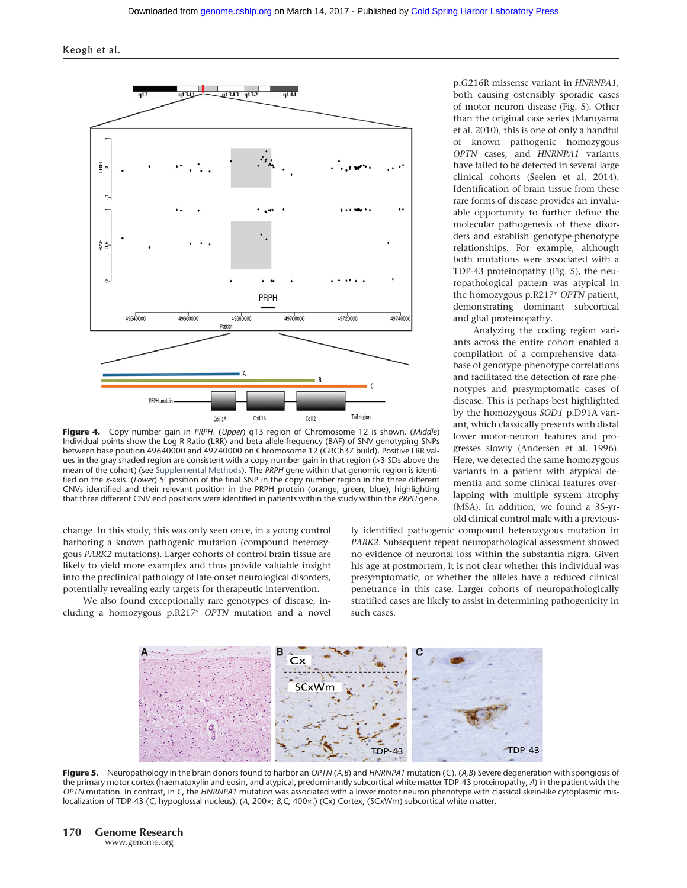p.G216R missense variant in *HNRNPA1,* both causing ostensibly sporadic cases of motor neuron disease (Fig. 5). Other than the original case series (Maruyama et al. 2010), this is one of only a handful of known pathogenic homozygous *OPTN* cases, and *HNRNPA1* variants have failed to be detected in several large clinical cohorts (Seelen et al. 2014). Identification of brain tissue from these rare forms of disease provides an invaluable opportunity to further define the molecular pathogenesis of these disorders and establish genotype-phenotype relationships. For example, although both mutations were associated with a TDP-43 proteinopathy (Fig. 5), the neuropathological pattern was atypical in the homozygous p.R217* *OPTN* patient, demonstrating dominant subcortical and glial proteinopathy.

Analyzing the coding region variants across the entire cohort enabled a compilation of a comprehensive database of genotype-phenotype correlations and facilitated the detection of rare phenotypes and presymptomatic cases of disease. This is perhaps best highlighted by the homozygous *SOD1* p.D91A variant, which classically presents with distal lower motor-neuron features and progresses slowly (Andersen et al. 1996). Here, we detected the same homozygous variants in a patient with atypical dementia and some clinical features overlapping with multiple system atrophy (MSA). In addition, we found a 35-yr-old clinical control male with a previously identified pathogenic compound heterozygous mutation in *PARK2*. Subsequent repeat neuropathological assessment showed no evidence of neuronal loss within the substantia nigra. Given his age at postmortem, it is not clear whether this individual was presymptomatic, or whether the alleles have a reduced clinical penetrance in this case. Larger cohorts of neuropathologically stratified cases are likely to assist in determining pathogenicity in such cases.

**Figure 4.** Copy number gain in *PRPH*. (*Upper*) q13 region of Chromosome 12 is shown. (*Middle*) Individual points show the Log R Ratio (LRR) and beta allele frequency (BAF) of SNV genotyping SNPs between base position 49640000 and 49740000 on Chromosome 12 (GRCh37 build). Positive LRR values in the gray shaded region are consistent with a copy number gain in that region (>3 SDs above the mean of the cohort) (see Supplemental Methods). The *PRPH* gene within that genomic region is identified on the *x*-axis. (*Lower*) 5′ position of the final SNP in the copy number region in the three different CNVs identified and their relevant position in the PRPH protein (orange, green, blue), highlighting that three different CNV end positions were identified in patients within the study within the *PRPH* gene.

change. In this study, this was only seen once, in a young control harboring a known pathogenic mutation (compound heterozygous *PARK2* mutations). Larger cohorts of control brain tissue are likely to yield more examples and thus provide valuable insight into the preclinical pathology of late-onset neurological disorders, potentially revealing early targets for therapeutic intervention.

We also found exceptionally rare genotypes of disease, including a homozygous p.R217* *OPTN* mutation and a novel

**Figure 5.** Neuropathology in the brain donors found to harbor an *OPTN* (*A*,*B*) and *HNRNPA1* mutation (*C*). (*A*,*B*) Severe degeneration with spongiosis of the primary motor cortex (haematoxylin and eosin, and atypical, predominantly subcortical white matter TDP-43 proteinopathy, *A*) in the patient with the *OPTN* mutation. In contrast, in *C*, the *HNRNPA1* mutation was associated with a lower motor neuron phenotype with classical skein-like cytoplasmic mislocalization of TDP-43 (*C*, hypoglossal nucleus). (*A*, 200×; *B*,*C*, 400×.) (Cx) Cortex, (SCxWm) subcortical white matter.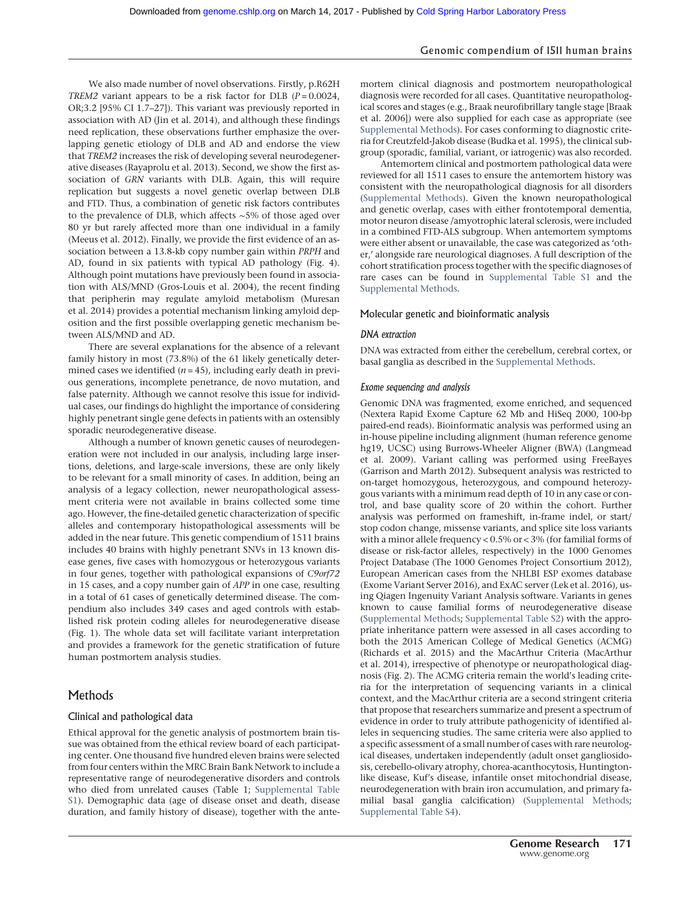We also made number of novel observations. Firstly, p.R62H *TREM2* variant appears to be a risk factor for DLB ($P = 0.0024$, OR;3.2 [95% CI 1.7–27]). This variant was previously reported in association with AD (Jin et al. 2014), and although these findings need replication, these observations further emphasize the overlapping genetic etiology of DLB and AD and endorse the view that *TREM2* increases the risk of developing several neurodegenerative diseases (Rayaprolu et al. 2013). Second, we show the first association of *GRN* variants with DLB. Again, this will require replication but suggests a novel genetic overlap between DLB and FTD. Thus, a combination of genetic risk factors contributes to the prevalence of DLB, which affects ∼5% of those aged over 80 yr but rarely affected more than one individual in a family (Meeus et al. 2012). Finally, we provide the first evidence of an association between a 13.8-kb copy number gain within *PRPH* and AD, found in six patients with typical AD pathology (Fig. 4). Although point mutations have previously been found in association with ALS/MND (Gros-Louis et al. 2004), the recent finding that peripherin may regulate amyloid metabolism (Muresan et al. 2014) provides a potential mechanism linking amyloid deposition and the first possible overlapping genetic mechanism between ALS/MND and AD.

There are several explanations for the absence of a relevant family history in most (73.8%) of the 61 likely genetically determined cases we identified ($n = 45$), including early death in previous generations, incomplete penetrance, de novo mutation, and false paternity. Although we cannot resolve this issue for individual cases, our findings do highlight the importance of considering highly penetrant single gene defects in patients with an ostensibly sporadic neurodegenerative disease.

Although a number of known genetic causes of neurodegeneration were not included in our analysis, including large insertions, deletions, and large-scale inversions, these are only likely to be relevant for a small minority of cases. In addition, being an analysis of a legacy collection, newer neuropathological assessment criteria were not available in brains collected some time ago. However, the fine-detailed genetic characterization of specific alleles and contemporary histopathological assessments will be added in the near future. This genetic compendium of 1511 brains includes 40 brains with highly penetrant SNVs in 13 known disease genes, five cases with homozygous or heterozygous variants in four genes, together with pathological expansions of *C9orf72* in 15 cases, and a copy number gain of *APP* in one case, resulting in a total of 61 cases of genetically determined disease. The compendium also includes 349 cases and aged controls with established risk protein coding alleles for neurodegenerative disease (Fig. 1). The whole data set will facilitate variant interpretation and provides a framework for the genetic stratification of future human postmortem analysis studies.

# Methods

## Clinical and pathological data

Ethical approval for the genetic analysis of postmortem brain tissue was obtained from the ethical review board of each participating center. One thousand five hundred eleven brains were selected from four centers within the MRC Brain Bank Network to include a representative range of neurodegenerative disorders and controls who died from unrelated causes (Table 1; Supplemental Table S1). Demographic data (age of disease onset and death, disease duration, and family history of disease), together with the antemortem clinical diagnosis and postmortem neuropathological diagnosis were recorded for all cases. Quantitative neuropathological scores and stages (e.g., Braak neurofibrillary tangle stage [Braak et al. 2006]) were also supplied for each case as appropriate (see Supplemental Methods). For cases conforming to diagnostic criteria for Creutzfeld-Jakob disease (Budka et al. 1995), the clinical subgroup (sporadic, familial, variant, or iatrogenic) was also recorded.

Antemortem clinical and postmortem pathological data were reviewed for all 1511 cases to ensure the antemortem history was consistent with the neuropathological diagnosis for all disorders (Supplemental Methods). Given the known neuropathological and genetic overlap, cases with either frontotemporal dementia, motor neuron disease /amyotrophic lateral sclerosis, were included in a combined FTD-ALS subgroup. When antemortem symptoms were either absent or unavailable, the case was categorized as 'other,' alongside rare neurological diagnoses. A full description of the cohort stratification process together with the specific diagnoses of rare cases can be found in Supplemental Table S1 and the Supplemental Methods.

## Molecular genetic and bioinformatic analysis

### *DNA extraction*

DNA was extracted from either the cerebellum, cerebral cortex, or basal ganglia as described in the Supplemental Methods.

### *Exome sequencing and analysis*

Genomic DNA was fragmented, exome enriched, and sequenced (Nextera Rapid Exome Capture 62 Mb and HiSeq 2000, 100-bp paired-end reads). Bioinformatic analysis was performed using an in-house pipeline including alignment (human reference genome hg19, UCSC) using Burrows-Wheeler Aligner (BWA) (Langmead et al. 2009). Variant calling was performed using FreeBayes (Garrison and Marth 2012). Subsequent analysis was restricted to on-target homozygous, heterozygous, and compound heterozygous variants with a minimum read depth of 10 in any case or control, and base quality score of 20 within the cohort. Further analysis was performed on frameshift, in-frame indel, or start/stop codon change, missense variants, and splice site loss variants with a minor allele frequency < 0.5% or < 3% (for familial forms of disease or risk-factor alleles, respectively) in the 1000 Genomes Project Database (The 1000 Genomes Project Consortium 2012), European American cases from the NHLBI ESP exomes database (Exome Variant Server 2016), and ExAC server (Lek et al. 2016), using Qiagen Ingenuity Variant Analysis software. Variants in genes known to cause familial forms of neurodegenerative disease (Supplemental Methods; Supplemental Table S2) with the appropriate inheritance pattern were assessed in all cases according to both the 2015 American College of Medical Genetics (ACMG) (Richards et al. 2015) and the MacArthur Criteria (MacArthur et al. 2014), irrespective of phenotype or neuropathological diagnosis (Fig. 2). The ACMG criteria remain the world's leading criteria for the interpretation of sequencing variants in a clinical context, and the MacArthur criteria are a second stringent criteria that propose that researchers summarize and present a spectrum of evidence in order to truly attribute pathogenicity of identified alleles in sequencing studies. The same criteria were also applied to a specific assessment of a small number of cases with rare neurological diseases, undertaken independently (adult onset gangliosidosis, cerebello-olivary atrophy, chorea-acanthocytosis, Huntington-like disease, Kuf's disease, infantile onset mitochondrial disease, neurodegeneration with brain iron accumulation, and primary familial basal ganglia calcification) (Supplemental Methods; Supplemental Table S4).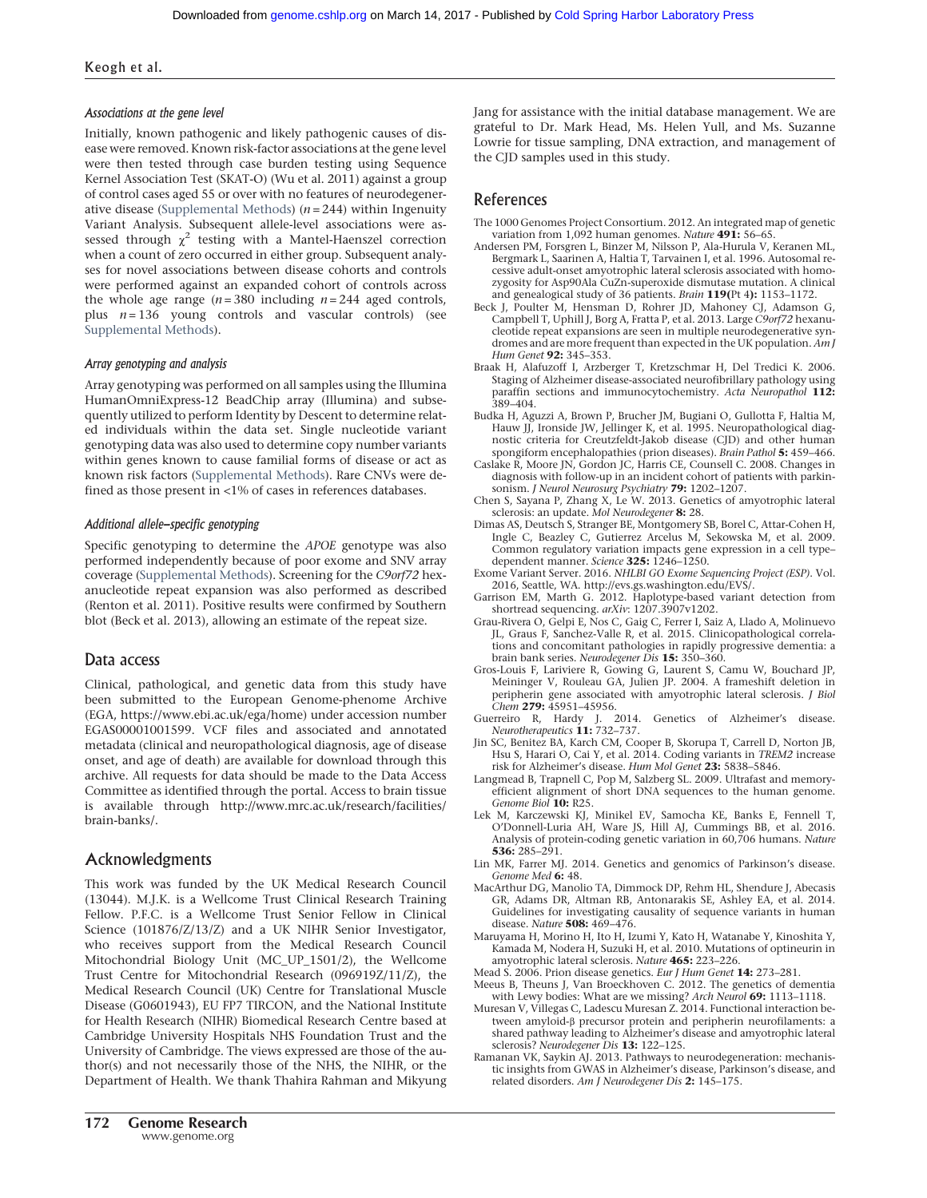### Associations at the gene level

Initially, known pathogenic and likely pathogenic causes of disease were removed. Known risk-factor associations at the gene level were then tested through case burden testing using Sequence Kernel Association Test (SKAT-O) (Wu et al. 2011) against a group of control cases aged 55 or over with no features of neurodegenerative disease (Supplemental Methods) ($n = 244$) within Ingenuity Variant Analysis. Subsequent allele-level associations were assessed through $\chi^2$ testing with a Mantel-Haenszel correction when a count of zero occurred in either group. Subsequent analyses for novel associations between disease cohorts and controls were performed against an expanded cohort of controls across the whole age range ($n = 380$ including $n = 244$ aged controls, plus $n = 136$ young controls and vascular controls) (see Supplemental Methods).

### Array genotyping and analysis

Array genotyping was performed on all samples using the Illumina HumanOmniExpress-12 BeadChip array (Illumina) and subsequently utilized to perform Identity by Descent to determine related individuals within the data set. Single nucleotide variant genotyping data was also used to determine copy number variants within genes known to cause familial forms of disease or act as known risk factors (Supplemental Methods). Rare CNVs were defined as those present in <1% of cases in references databases.

### Additional allele–specific genotyping

Specific genotyping to determine the *APOE* genotype was also performed independently because of poor exome and SNV array coverage (Supplemental Methods). Screening for the *C9orf72* hexanucleotide repeat expansion was also performed as described (Renton et al. 2011). Positive results were confirmed by Southern blot (Beck et al. 2013), allowing an estimate of the repeat size.

## Data access

Clinical, pathological, and genetic data from this study have been submitted to the European Genome-phenome Archive (EGA, https://www.ebi.ac.uk/ega/home) under accession number EGAS00001001599. VCF files and associated and annotated metadata (clinical and neuropathological diagnosis, age of disease onset, and age of death) are available for download through this archive. All requests for data should be made to the Data Access Committee as identified through the portal. Access to brain tissue is available through http://www.mrc.ac.uk/research/facilities/brain-banks/.

## Acknowledgments

This work was funded by the UK Medical Research Council (13044). M.J.K. is a Wellcome Trust Clinical Research Training Fellow. P.F.C. is a Wellcome Trust Senior Fellow in Clinical Science (101876/Z/13/Z) and a UK NIHR Senior Investigator, who receives support from the Medical Research Council Mitochondrial Biology Unit (MC_UP_1501/2), the Wellcome Trust Centre for Mitochondrial Research (096919Z/11/Z), the Medical Research Council (UK) Centre for Translational Muscle Disease (G0601943), EU FP7 TIRCON, and the National Institute for Health Research (NIHR) Biomedical Research Centre based at Cambridge University Hospitals NHS Foundation Trust and the University of Cambridge. The views expressed are those of the author(s) and not necessarily those of the NHS, the NIHR, or the Department of Health. We thank Thahira Rahman and Mikyung Jang for assistance with the initial database management. We are grateful to Dr. Mark Head, Ms. Helen Yull, and Ms. Suzanne Lowrie for tissue sampling, DNA extraction, and management of the CJD samples used in this study.

## References

The 1000 Genomes Project Consortium. 2012. An integrated map of genetic variation from 1,092 human genomes. *Nature* **491:** 56–65.

Andersen PM, Forsgren L, Binzer M, Nilsson P, Ala-Hurula V, Keranen ML, Bergmark L, Saarinen A, Haltia T, Tarvainen I, et al. 1996. Autosomal recessive adult-onset amyotrophic lateral sclerosis associated with homozygosity for Asp90Ala CuZn-superoxide dismutase mutation. A clinical and genealogical study of 36 patients. *Brain* **119(**Pt 4**):** 1153–1172.

Beck J, Poulter M, Hensman D, Rohrer JD, Mahoney CJ, Adamson G, Campbell T, Uphill J, Borg A, Fratta P, et al. 2013. Large *C9orf72* hexanucleotide repeat expansions are seen in multiple neurodegenerative syndromes and are more frequent than expected in the UK population. *Am J Hum Genet* **92:** 345–353.

Braak H, Alafuzoff I, Arzberger T, Kretzschmar H, Del Tredici K. 2006. Staging of Alzheimer disease-associated neurofibrillary pathology using paraffin sections and immunocytochemistry. *Acta Neuropathol* **112:** 389–404.

Budka H, Aguzzi A, Brown P, Brucher JM, Bugiani O, Gullotta F, Haltia M, Hauw JJ, Ironside JW, Jellinger K, et al. 1995. Neuropathological diagnostic criteria for Creutzfeldt-Jakob disease (CJD) and other human spongiform encephalopathies (prion diseases). *Brain Pathol* **5:** 459–466.

Caslake R, Moore JN, Gordon JC, Harris CE, Counsell C. 2008. Changes in diagnosis with follow-up in an incident cohort of patients with parkinsonism. *J Neurol Neurosurg Psychiatry* **79:** 1202–1207.

Chen S, Sayana P, Zhang X, Le W. 2013. Genetics of amyotrophic lateral sclerosis: an update. *Mol Neurodegener* **8:** 28.

Dimas AS, Deutsch S, Stranger BE, Montgomery SB, Borel C, Attar-Cohen H, Ingle C, Beazley C, Gutierrez Arcelus M, Sekowska M, et al. 2009. Common regulatory variation impacts gene expression in a cell type–dependent manner. *Science* **325:** 1246–1250.

Exome Variant Server. 2016. *NHLBI GO Exome Sequencing Project (ESP)*. Vol. 2016, Seattle, WA. http://evs.gs.washington.edu/EVS/.

Garrison EM, Marth G. 2012. Haplotype-based variant detection from shortread sequencing. *arXiv*: 1207.3907v1202.

Grau-Rivera O, Gelpi E, Nos C, Gaig C, Ferrer I, Saiz A, Llado A, Molinuevo JL, Graus F, Sanchez-Valle R, et al. 2015. Clinicopathological correlations and concomitant pathologies in rapidly progressive dementia: a brain bank series. *Neurodegener Dis* **15:** 350–360.

Gros-Louis F, Lariviere R, Gowing G, Laurent S, Camu W, Bouchard JP, Meininger V, Rouleau GA, Julien JP. 2004. A frameshift deletion in peripherin gene associated with amyotrophic lateral sclerosis. *J Biol Chem* **279:** 45951–45956.

Guerreiro R, Hardy J. 2014. Genetics of Alzheimer's disease. *Neurotherapeutics* **11:** 732–737.

Jin SC, Benitez BA, Karch CM, Cooper B, Skorupa T, Carrell D, Norton JB, Hsu S, Harari O, Cai Y, et al. 2014. Coding variants in *TREM2* increase risk for Alzheimer's disease. *Hum Mol Genet* **23:** 5838–5846.

Langmead B, Trapnell C, Pop M, Salzberg SL. 2009. Ultrafast and memory-efficient alignment of short DNA sequences to the human genome. *Genome Biol* **10:** R25.

Lek M, Karczewski KJ, Minikel EV, Samocha KE, Banks E, Fennell T, O'Donnell-Luria AH, Ware JS, Hill AJ, Cummings BB, et al. 2016. Analysis of protein-coding genetic variation in 60,706 humans. *Nature* **536:** 285–291.

Lin MK, Farrer MJ. 2014. Genetics and genomics of Parkinson's disease. *Genome Med* **6:** 48.

MacArthur DG, Manolio TA, Dimmock DP, Rehm HL, Shendure J, Abecasis GR, Adams DR, Altman RB, Antonarakis SE, Ashley EA, et al. 2014. Guidelines for investigating causality of sequence variants in human disease. *Nature* **508:** 469–476.

Maruyama H, Morino H, Ito H, Izumi Y, Kato H, Watanabe Y, Kinoshita Y, Kamada M, Nodera H, Suzuki H, et al. 2010. Mutations of optineurin in amyotrophic lateral sclerosis. *Nature* **465:** 223–226.

Mead S. 2006. Prion disease genetics. *Eur J Hum Genet* **14:** 273–281.

Meeus B, Theuns J, Van Broeckhoven C. 2012. The genetics of dementia with Lewy bodies: What are we missing? *Arch Neurol* **69:** 1113–1118.

Muresan V, Villegas C, Ladescu Muresan Z. 2014. Functional interaction between amyloid-β precursor protein and peripherin neurofilaments: a shared pathway leading to Alzheimer's disease and amyotrophic lateral sclerosis? *Neurodegener Dis* **13:** 122–125.

Ramanan VK, Saykin AJ. 2013. Pathways to neurodegeneration: mechanistic insights from GWAS in Alzheimer's disease, Parkinson's disease, and related disorders. *Am J Neurodegener Dis* **2:** 145–175.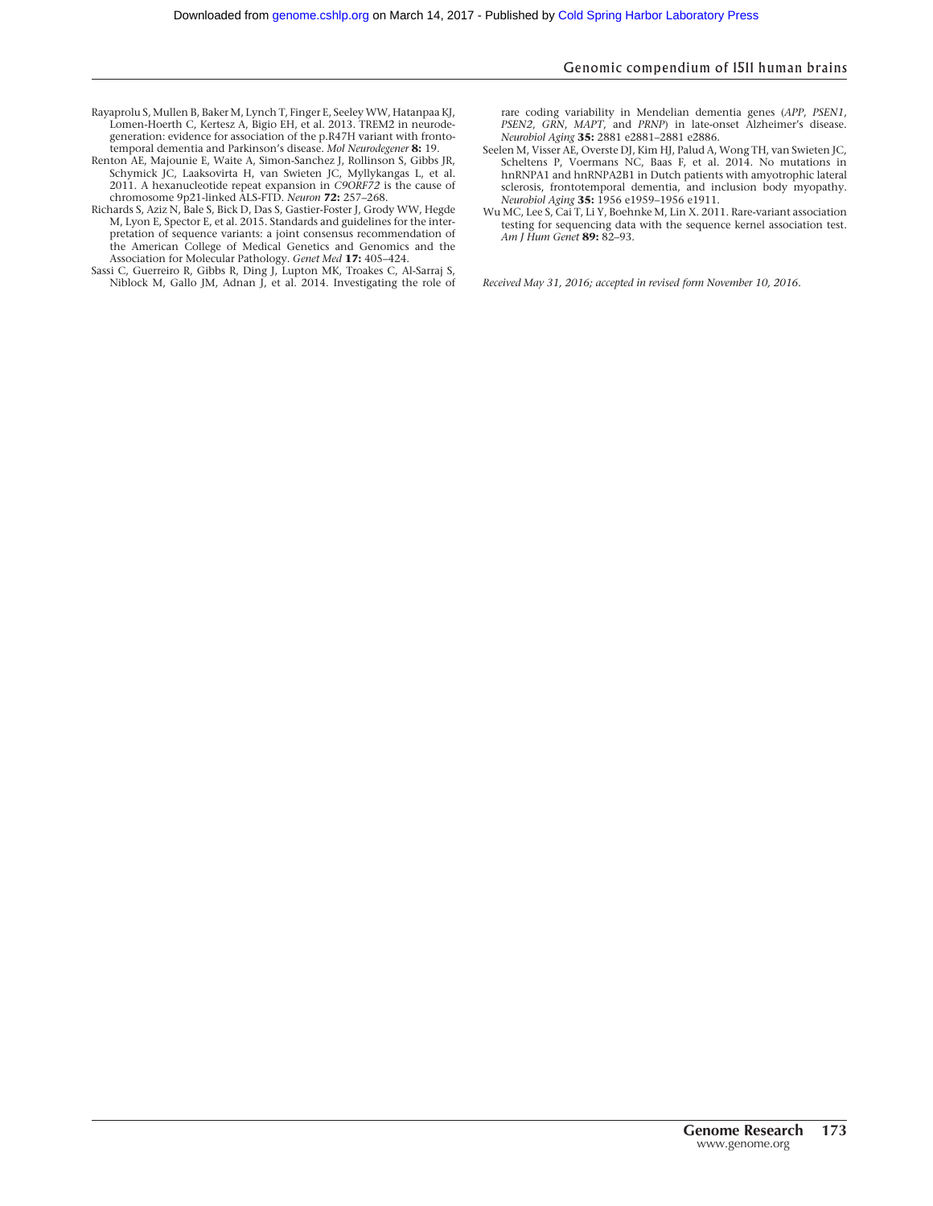Rayaprolu S, Mullen B, Baker M, Lynch T, Finger E, Seeley WW, Hatanpaa KJ, Lomen-Hoerth C, Kertesz A, Bigio EH, et al. 2013. TREM2 in neurodegeneration: evidence for association of the p.R47H variant with frontotemporal dementia and Parkinson's disease. *Mol Neurodegener* **8:** 19.

Renton AE, Majounie E, Waite A, Simon-Sanchez J, Rollinson S, Gibbs JR, Schymick JC, Laaksovirta H, van Swieten JC, Myllykangas L, et al. 2011. A hexanucleotide repeat expansion in *C9ORF72* is the cause of chromosome 9p21-linked ALS-FTD. *Neuron* **72:** 257–268.

Richards S, Aziz N, Bale S, Bick D, Das S, Gastier-Foster J, Grody WW, Hegde M, Lyon E, Spector E, et al. 2015. Standards and guidelines for the interpretation of sequence variants: a joint consensus recommendation of the American College of Medical Genetics and Genomics and the Association for Molecular Pathology. *Genet Med* **17:** 405–424.

Sassi C, Guerreiro R, Gibbs R, Ding J, Lupton MK, Troakes C, Al-Sarraj S, Niblock M, Gallo JM, Adnan J, et al. 2014. Investigating the role of rare coding variability in Mendelian dementia genes (*APP*, *PSEN1*, *PSEN2*, *GRN*, *MAPT*, and *PRNP*) in late-onset Alzheimer's disease. *Neurobiol Aging* **35:** 2881 e2881–2881 e2886.

Seelen M, Visser AE, Overste DJ, Kim HJ, Palud A, Wong TH, van Swieten JC, Scheltens P, Voermans NC, Baas F, et al. 2014. No mutations in hnRNPA1 and hnRNPA2B1 in Dutch patients with amyotrophic lateral sclerosis, frontotemporal dementia, and inclusion body myopathy. *Neurobiol Aging* **35:** 1956 e1959–1956 e1911.

Wu MC, Lee S, Cai T, Li Y, Boehnke M, Lin X. 2011. Rare-variant association testing for sequencing data with the sequence kernel association test. *Am J Hum Genet* **89:** 82–93.

*Received May 31, 2016; accepted in revised form November 10, 2016.*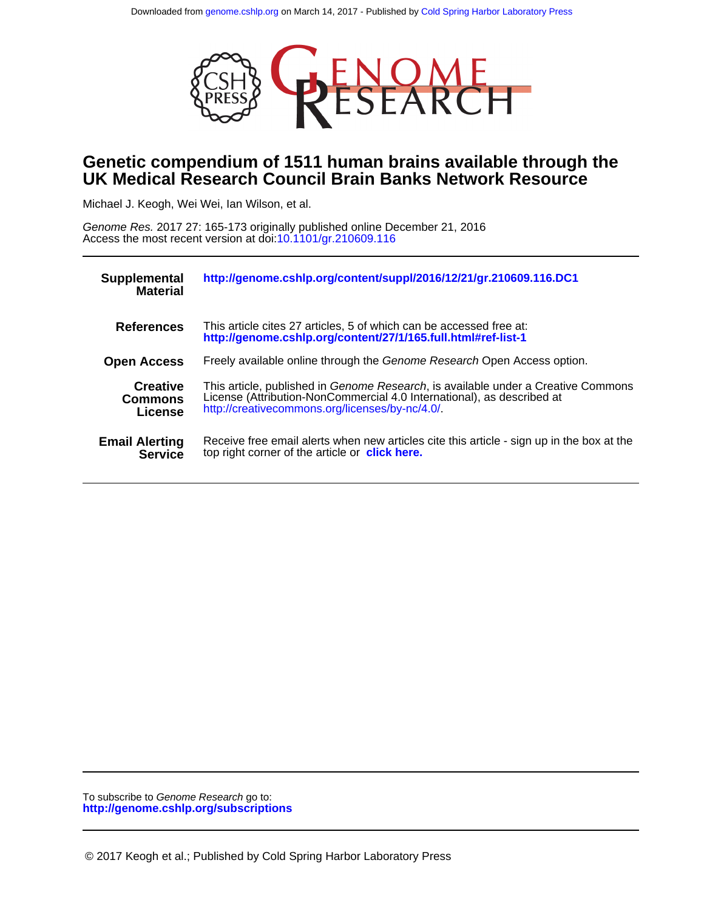Downloaded from genome.cshlp.org on March 14, 2017 - Published by Cold Spring Harbor Laboratory Press

# Genetic compendium of 1511 human brains available through the UK Medical Research Council Brain Banks Network Resource

Michael J. Keogh, Wei Wei, Ian Wilson, et al.

*Genome Res.* 2017 27: 165-173 originally published online December 21, 2016
Access the most recent version at doi:10.1101/gr.210609.116

| | |
|---|---|
| **Supplemental Material** | **http://genome.cshlp.org/content/suppl/2016/12/21/gr.210609.116.DC1** |
| **References** | This article cites 27 articles, 5 of which can be accessed free at: **http://genome.cshlp.org/content/27/1/165.full.html#ref-list-1** |
| **Open Access** | Freely available online through the *Genome Research* Open Access option. |
| **Creative Commons License** | This article, published in *Genome Research*, is available under a Creative Commons License (Attribution-NonCommercial 4.0 International), as described at http://creativecommons.org/licenses/by-nc/4.0/. |
| **Email Alerting Service** | Receive free email alerts when new articles cite this article - sign up in the box at the top right corner of the article or **click here.** |

To subscribe to *Genome Research* go to:
**http://genome.cshlp.org/subscriptions**

© 2017 Keogh et al.; Published by Cold Spring Harbor Laboratory Press